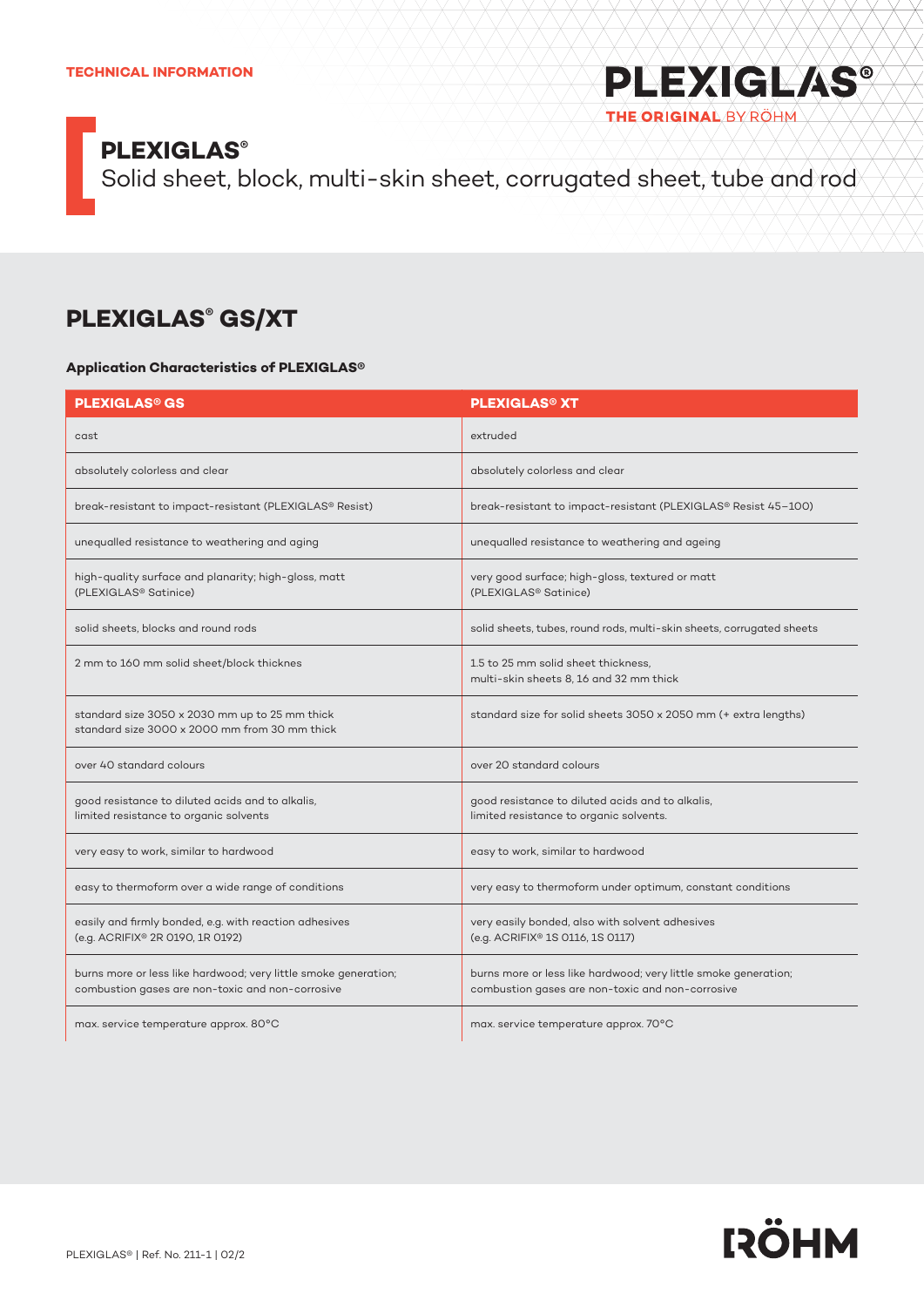TECHNICAL INFORMATION

# PLEXIGLAS®

Solid sheet, block, multi-skin sheet, corrugated sheet, tube and rod

## PLEXIGLAS® GS/XT

**Application Characteristics of PLEXIGLAS®**

| PLEXIGLAS® GS | PLEXIGLAS® XT |
|---|---|
| cast | extruded |
| absolutely colorless and clear | absolutely colorless and clear |
| break-resistant to impact-resistant (PLEXIGLAS® Resist) | break-resistant to impact-resistant (PLEXIGLAS® Resist 45–100) |
| unequalled resistance to weathering and aging | unequalled resistance to weathering and ageing |
| high-quality surface and planarity; high-gloss, matt (PLEXIGLAS® Satinice) | very good surface; high-gloss, textured or matt (PLEXIGLAS® Satinice) |
| solid sheets, blocks and round rods | solid sheets, tubes, round rods, multi-skin sheets, corrugated sheets |
| 2 mm to 160 mm solid sheet/block thicknes | 1.5 to 25 mm solid sheet thickness, multi-skin sheets 8, 16 and 32 mm thick |
| standard size 3050 x 2030 mm up to 25 mm thick standard size 3000 x 2000 mm from 30 mm thick | standard size for solid sheets 3050 x 2050 mm (+ extra lengths) |
| over 40 standard colours | over 20 standard colours |
| good resistance to diluted acids and to alkalis, limited resistance to organic solvents | good resistance to diluted acids and to alkalis, limited resistance to organic solvents. |
| very easy to work, similar to hardwood | easy to work, similar to hardwood |
| easy to thermoform over a wide range of conditions | very easy to thermoform under optimum, constant conditions |
| easily and firmly bonded, e.g. with reaction adhesives (e.g. ACRIFIX® 2R 0190, 1R 0192) | very easily bonded, also with solvent adhesives (e.g. ACRIFIX® 1S 0116, 1S 0117) |
| burns more or less like hardwood; very little smoke generation; combustion gases are non-toxic and non-corrosive | burns more or less like hardwood; very little smoke generation; combustion gases are non-toxic and non-corrosive |
| max. service temperature approx. 80°C | max. service temperature approx. 70°C |

PLEXIGLAS® | Ref. No. 211-1 | 02/2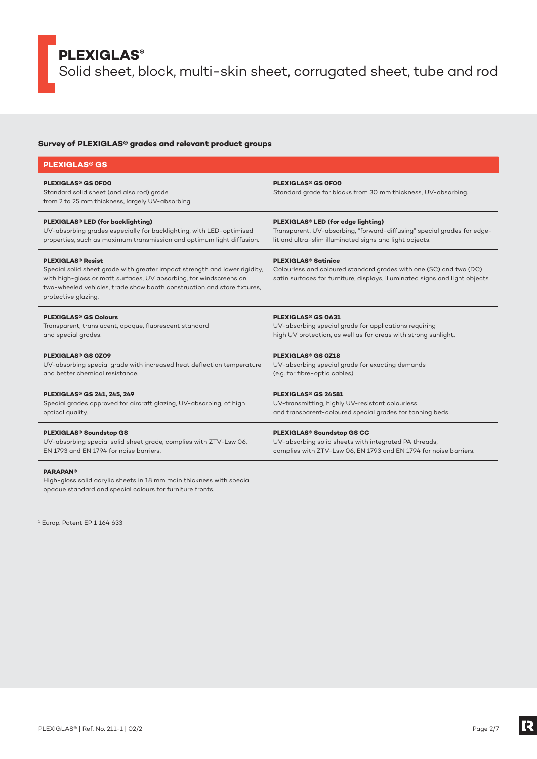# PLEXIGLAS®

Solid sheet, block, multi-skin sheet, corrugated sheet, tube and rod

**Survey of PLEXIGLAS® grades and relevant product groups**

| PLEXIGLAS® GS | |
|---|---|
| **PLEXIGLAS® GS 0F00**<br>Standard solid sheet (and also rod) grade from 2 to 25 mm thickness, largely UV-absorbing. | **PLEXIGLAS® GS 0F00**<br>Standard grade for blocks from 30 mm thickness, UV-absorbing. |
| **PLEXIGLAS® LED (for backlighting)**<br>UV-absorbing grades especially for backlighting, with LED-optimised properties, such as maximum transmission and optimum light diffusion. | **PLEXIGLAS® LED (for edge lighting)**<br>Transparent, UV-absorbing, "forward-diffusing" special grades for edge-lit and ultra-slim illuminated signs and light objects. |
| **PLEXIGLAS® Resist**<br>Special solid sheet grade with greater impact strength and lower rigidity, with high-gloss or matt surfaces, UV absorbing, for windscreens on two-wheeled vehicles, trade show booth construction and store fixtures, protective glazing. | **PLEXIGLAS® Satinice**<br>Colourless and coloured standard grades with one (SC) and two (DC) satin surfaces for furniture, displays, illuminated signs and light objects. |
| **PLEXIGLAS® GS Colours**<br>Transparent, translucent, opaque, fluorescent standard and special grades. | **PLEXIGLAS® GS 0A31**<br>UV-absorbing special grade for applications requiring high UV protection, as well as for areas with strong sunlight. |
| **PLEXIGLAS® GS 0Z09**<br>UV-absorbing special grade with increased heat deflection temperature and better chemical resistance. | **PLEXIGLAS® GS 0Z18**<br>UV-absorbing special grade for exacting demands (e.g. for fibre-optic cables). |
| **PLEXIGLAS® GS 241, 245, 249**<br>Special grades approved for aircraft glazing, UV-absorbing, of high optical quality. | **PLEXIGLAS® GS 24581**<br>UV-transmitting, highly UV-resistant colourless and transparent-coloured special grades for tanning beds. |
| **PLEXIGLAS® Soundstop GS**<br>UV-absorbing special solid sheet grade, complies with ZTV-Lsw 06, EN 1793 and EN 1794 for noise barriers. | **PLEXIGLAS® Soundstop GS CC**<br>UV-absorbing solid sheets with integrated PA threads, complies with ZTV-Lsw 06, EN 1793 and EN 1794 for noise barriers. |
| **PARAPAN®**<br>High-gloss solid acrylic sheets in 18 mm main thickness with special opaque standard and special colours for furniture fronts. | |

[1] Europ. Patent EP 1 164 633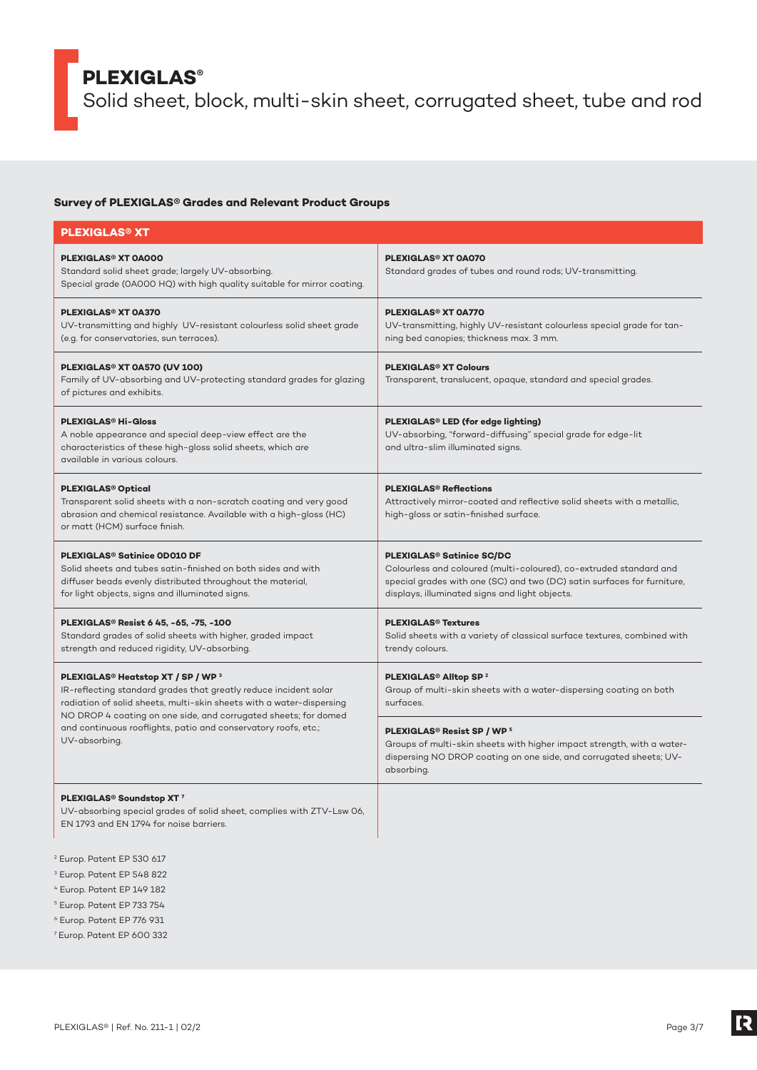# PLEXIGLAS®

Solid sheet, block, multi-skin sheet, corrugated sheet, tube and rod

## Survey of PLEXIGLAS® Grades and Relevant Product Groups

| PLEXIGLAS® XT | |
|---|---|
| **PLEXIGLAS® XT 0A000**<br>Standard solid sheet grade; largely UV-absorbing.<br>Special grade (0A000 HQ) with high quality suitable for mirror coating. | **PLEXIGLAS® XT 0A070**<br>Standard grades of tubes and round rods; UV-transmitting. |
| **PLEXIGLAS® XT 0A370**<br>UV-transmitting and highly UV-resistant colourless solid sheet grade (e.g. for conservatories, sun terraces). | **PLEXIGLAS® XT 0A770**<br>UV-transmitting, highly UV-resistant colourless special grade for tanning bed canopies; thickness max. 3 mm. |
| **PLEXIGLAS® XT 0A570 (UV 100)**<br>Family of UV-absorbing and UV-protecting standard grades for glazing of pictures and exhibits. | **PLEXIGLAS® XT Colours**<br>Transparent, translucent, opaque, standard and special grades. |
| **PLEXIGLAS® Hi-Gloss**<br>A noble appearance and special deep-view effect are the characteristics of these high-gloss solid sheets, which are available in various colours. | **PLEXIGLAS® LED (for edge lighting)**<br>UV-absorbing, "forward-diffusing" special grade for edge-lit and ultra-slim illuminated signs. |
| **PLEXIGLAS® Optical**<br>Transparent solid sheets with a non-scratch coating and very good abrasion and chemical resistance. Available with a high-gloss (HC) or matt (HCM) surface finish. | **PLEXIGLAS® Reflections**<br>Attractively mirror-coated and reflective solid sheets with a metallic, high-gloss or satin-finished surface. |
| **PLEXIGLAS® Satinice 0D010 DF**<br>Solid sheets and tubes satin-finished on both sides and with diffuser beads evenly distributed throughout the material, for light objects, signs and illuminated signs. | **PLEXIGLAS® Satinice SC/DC**<br>Colourless and coloured (multi-coloured), co-extruded standard and special grades with one (SC) and two (DC) satin surfaces for furniture, displays, illuminated signs and light objects. |
| **PLEXIGLAS® Resist 6 45, -65, -75, -100**<br>Standard grades of solid sheets with higher, graded impact strength and reduced rigidity, UV-absorbing. | **PLEXIGLAS® Textures**<br>Solid sheets with a variety of classical surface textures, combined with trendy colours. |
| **PLEXIGLAS® Heatstop XT / SP / WP [3]**<br>IR-reflecting standard grades that greatly reduce incident solar radiation of solid sheets, multi-skin sheets with a water-dispersing NO DROP 4 coating on one side, and corrugated sheets; for domed and continuous rooflights, patio and conservatory roofs, etc.; UV-absorbing. | **PLEXIGLAS® Alltop SP [2]**<br>Group of multi-skin sheets with a water-dispersing coating on both surfaces.<br><br>**PLEXIGLAS® Resist SP / WP [5]**<br>Groups of multi-skin sheets with higher impact strength, with a water-dispersing NO DROP coating on one side, and corrugated sheets; UV-absorbing. |
| **PLEXIGLAS® Soundstop XT [7]**<br>UV-absorbing special grades of solid sheet, complies with ZTV-Lsw 06, EN 1793 and EN 1794 for noise barriers. | |

[2] Europ. Patent EP 530 617
[3] Europ. Patent EP 548 822
[4] Europ. Patent EP 149 182
[5] Europ. Patent EP 733 754
[6] Europ. Patent EP 776 931
[7] Europ. Patent EP 600 332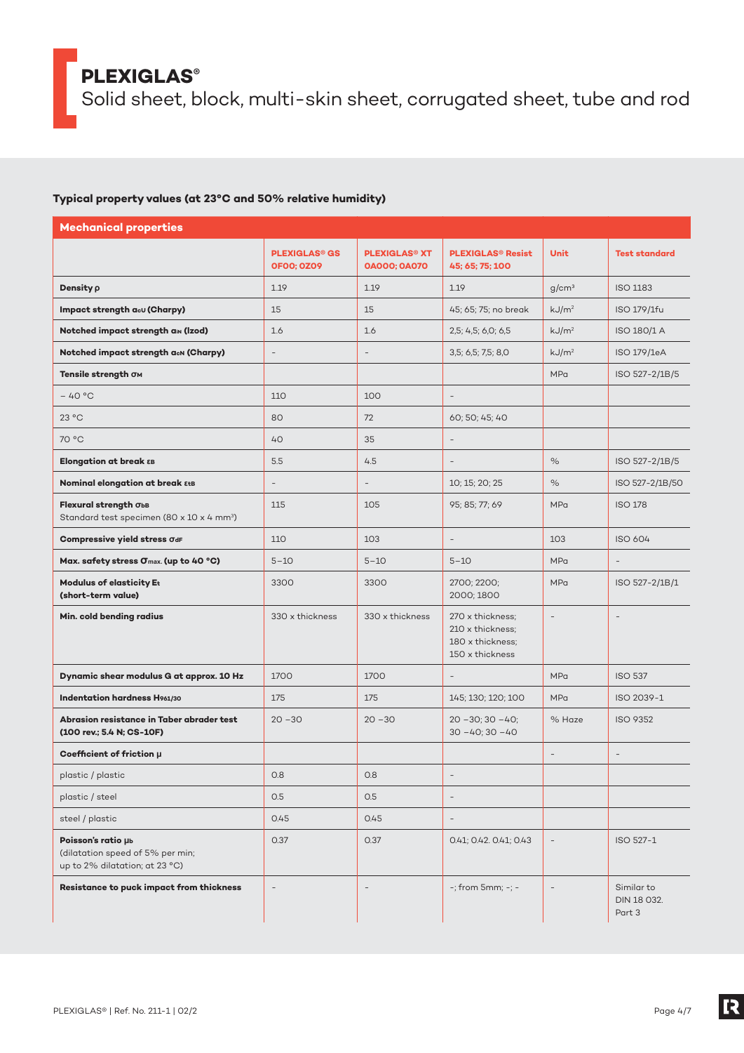# PLEXIGLAS®

Solid sheet, block, multi-skin sheet, corrugated sheet, tube and rod

### Typical property values (at 23°C and 50% relative humidity)

| Mechanical properties | | | | | |
|---|---|---|---|---|---|
| | PLEXIGLAS® GS 0F00; 0Z09 | PLEXIGLAS® XT 0A000; 0A070 | PLEXIGLAS® Resist 45; 65; 75; 100 | Unit | Test standard |
| **Density ρ** | 1.19 | 1.19 | 1.19 | g/cm³ | ISO 1183 |
| **Impact strength $a_{cU}$ (Charpy)** | 15 | 15 | 45; 65; 75; no break | kJ/m² | ISO 179/1fu |
| **Notched impact strength $a_{iN}$ (Izod)** | 1.6 | 1.6 | 2,5; 4,5; 6,0; 6,5 | kJ/m² | ISO 180/1 A |
| **Notched impact strength $a_{cN}$ (Charpy)** | - | - | 3,5; 6,5; 7,5; 8,0 | kJ/m² | ISO 179/1eA |
| **Tensile strength $\sigma_M$** | | | | MPa | ISO 527-2/1B/5 |
| – 40 °C | 110 | 100 | - | | |
| 23 °C | 80 | 72 | 60; 50; 45; 40 | | |
| 70 °C | 40 | 35 | - | | |
| **Elongation at break $\varepsilon_B$** | 5.5 | 4.5 | - | % | ISO 527-2/1B/5 |
| **Nominal elongation at break $\varepsilon_{tB}$** | - | - | 10; 15; 20; 25 | % | ISO 527-2/1B/50 |
| **Flexural strength $\sigma_{bB}$** Standard test specimen (80 x 10 x 4 mm³) | 115 | 105 | 95; 85; 77; 69 | MPa | ISO 178 |
| **Compressive yield stress $\sigma_{dF}$** | 110 | 103 | - | 103 | ISO 604 |
| **Max. safety stress $\sigma_{max.}$ (up to 40 °C)** | 5–10 | 5–10 | 5–10 | MPa | - |
| **Modulus of elasticity $E_t$ (short-term value)** | 3300 | 3300 | 2700; 2200; 2000; 1800 | MPa | ISO 527-2/1B/1 |
| **Min. cold bending radius** | 330 x thickness | 330 x thickness | 270 x thickness; 210 x thickness; 180 x thickness; 150 x thickness | - | - |
| **Dynamic shear modulus G at approx. 10 Hz** | 1700 | 1700 | - | MPa | ISO 537 |
| **Indentation hardness $H_{961/30}$** | 175 | 175 | 145; 130; 120; 100 | MPa | ISO 2039-1 |
| **Abrasion resistance in Taber abrader test (100 rev.; 5.4 N; CS-10F)** | 20 –30 | 20 –30 | 20 –30; 30 –40; 30 –40; 30 –40 | % Haze | ISO 9352 |
| **Coefficient of friction μ** | | | | - | - |
| plastic / plastic | 0.8 | 0.8 | - | | |
| plastic / steel | 0.5 | 0.5 | - | | |
| steel / plastic | 0.45 | 0.45 | - | | |
| **Poisson's ratio $\mu_b$** (dilatation speed of 5% per min; up to 2% dilatation; at 23 °C) | 0.37 | 0.37 | 0.41; 0.42. 0.41; 0.43 | - | ISO 527-1 |
| **Resistance to puck impact from thickness** | - | - | -; from 5mm; -; - | - | Similar to DIN 18 032. Part 3 |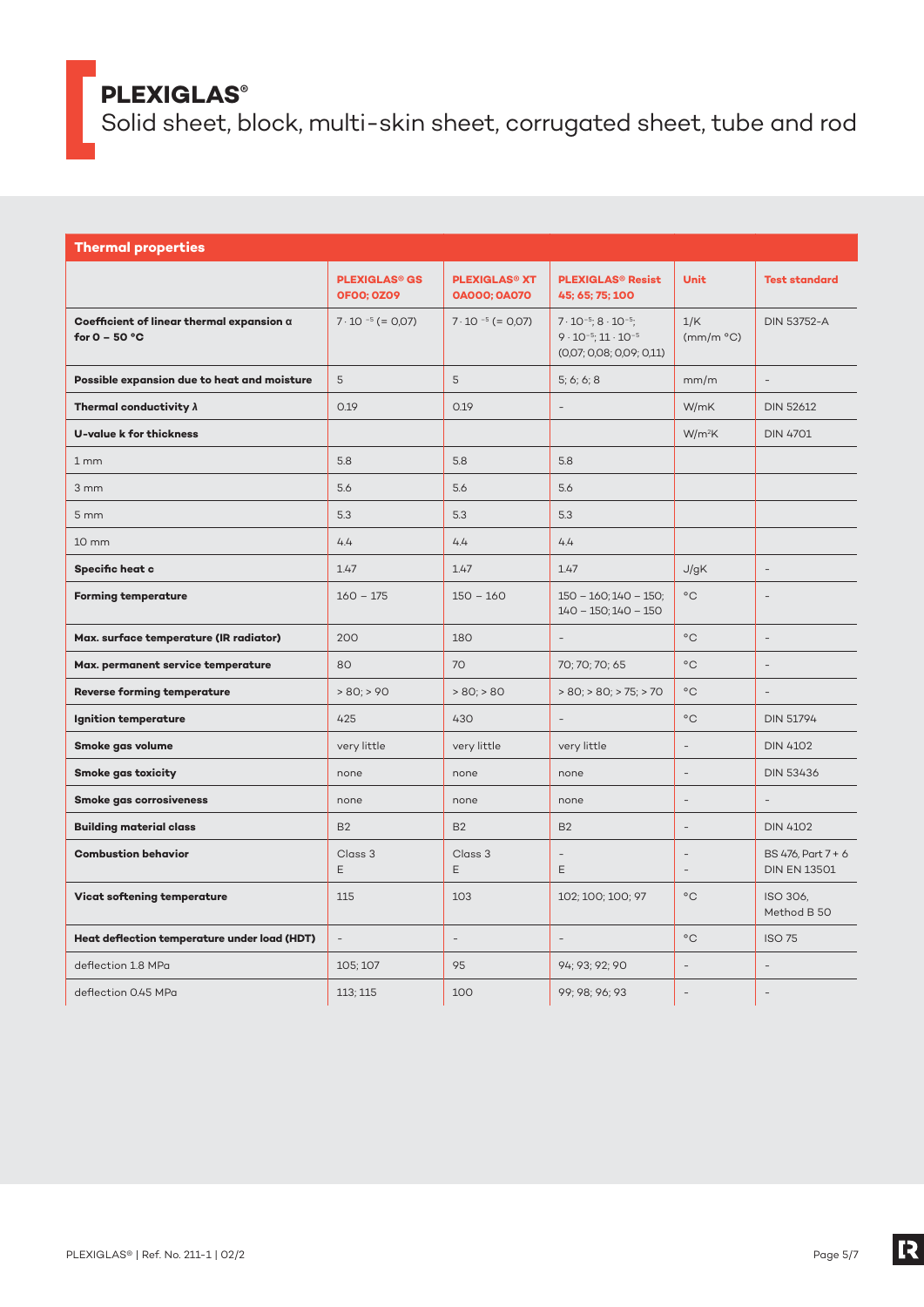# PLEXIGLAS®

Solid sheet, block, multi-skin sheet, corrugated sheet, tube and rod

## Thermal properties

| | PLEXIGLAS® GS 0F00; 0Z09 | PLEXIGLAS® XT 0A000; 0A070 | PLEXIGLAS® Resist 45; 65; 75; 100 | Unit | Test standard |
|---|---|---|---|---|---|
| **Coefficient of linear thermal expansion α for 0 – 50 °C** | $7 \cdot 10^{-5}$ (= 0,07) | $7 \cdot 10^{-5}$ (= 0,07) | $7 \cdot 10^{-5}$; $8 \cdot 10^{-5}$; $9 \cdot 10^{-5}$; $11 \cdot 10^{-5}$ (0,07; 0,08; 0,09; 0,11) | 1/K (mm/m °C) | DIN 53752-A |
| **Possible expansion due to heat and moisture** | 5 | 5 | 5; 6; 6; 8 | mm/m | – |
| **Thermal conductivity λ** | 0.19 | 0.19 | – | W/mK | DIN 52612 |
| **U-value k for thickness** | | | | W/m²K | DIN 4701 |
| 1 mm | 5.8 | 5.8 | 5.8 | | |
| 3 mm | 5.6 | 5.6 | 5.6 | | |
| 5 mm | 5.3 | 5.3 | 5.3 | | |
| 10 mm | 4.4 | 4.4 | 4.4 | | |
| **Specific heat c** | 1.47 | 1.47 | 1.47 | J/gK | – |
| **Forming temperature** | 160 – 175 | 150 – 160 | 150 – 160; 140 – 150; 140 – 150; 140 – 150 | °C | – |
| **Max. surface temperature (IR radiator)** | 200 | 180 | – | °C | – |
| **Max. permanent service temperature** | 80 | 70 | 70; 70; 70; 65 | °C | – |
| **Reverse forming temperature** | > 80; > 90 | > 80; > 80 | > 80; > 80; > 75; > 70 | °C | – |
| **Ignition temperature** | 425 | 430 | – | °C | DIN 51794 |
| **Smoke gas volume** | very little | very little | very little | – | DIN 4102 |
| **Smoke gas toxicity** | none | none | none | – | DIN 53436 |
| **Smoke gas corrosiveness** | none | none | none | – | – |
| **Building material class** | B2 | B2 | B2 | – | DIN 4102 |
| **Combustion behavior** | Class 3<br>E | Class 3<br>E | –<br>E | –<br>– | BS 476, Part 7 + 6<br>DIN EN 13501 |
| **Vicat softening temperature** | 115 | 103 | 102; 100; 100; 97 | °C | ISO 306, Method B 50 |
| **Heat deflection temperature under load (HDT)** | – | – | – | °C | ISO 75 |
| deflection 1.8 MPa | 105; 107 | 95 | 94; 93; 92; 90 | – | – |
| deflection 0.45 MPa | 113; 115 | 100 | 99; 98; 96; 93 | – | – |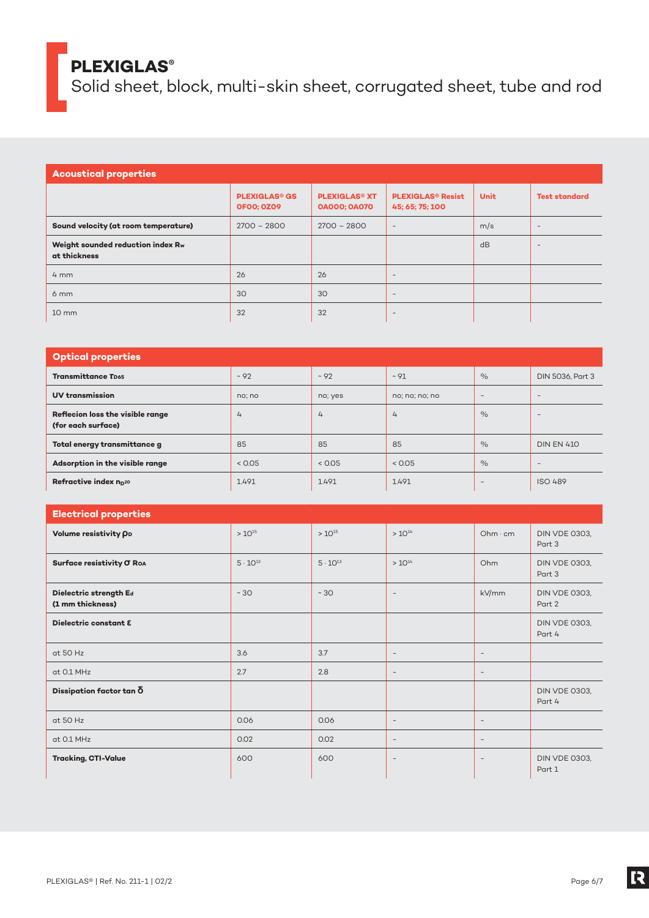# PLEXIGLAS®

Solid sheet, block, multi-skin sheet, corrugated sheet, tube and rod

## Acoustical properties

| | PLEXIGLAS® GS 0F00; 0Z09 | PLEXIGLAS® XT 0A000; 0A070 | PLEXIGLAS® Resist 45; 65; 75; 100 | Unit | Test standard |
|---|---|---|---|---|---|
| **Sound velocity (at room temperature)** | 2700 – 2800 | 2700 – 2800 | - | m/s | - |
| **Weight sounded reduction index $R_w$ at thickness** | | | | dB | - |
| 4 mm | 26 | 26 | - | | |
| 6 mm | 30 | 30 | - | | |
| 10 mm | 32 | 32 | - | | |

## Optical properties

| | PLEXIGLAS® GS 0F00; 0Z09 | PLEXIGLAS® XT 0A000; 0A070 | PLEXIGLAS® Resist 45; 65; 75; 100 | Unit | Test standard |
|---|---|---|---|---|---|
| **Transmittance $T_{D65}$** | ~ 92 | ~ 92 | ~ 91 | % | DIN 5036, Part 3 |
| **UV transmission** | no; no | no; yes | no; no; no; no | - | - |
| **Reflecion loss the visible range (for each surface)** | 4 | 4 | 4 | % | - |
| **Total energy transmittance g** | 85 | 85 | 85 | % | DIN EN 410 |
| **Adsorption in the visible range** | < 0.05 | < 0.05 | < 0.05 | % | - |
| **Refractive index $n_D^{20}$** | 1.491 | 1.491 | 1.491 | - | ISO 489 |

## Electrical properties

| | PLEXIGLAS® GS 0F00; 0Z09 | PLEXIGLAS® XT 0A000; 0A070 | PLEXIGLAS® Resist 45; 65; 75; 100 | Unit | Test standard |
|---|---|---|---|---|---|
| **Volume resistivity $\rho_D$** | $> 10^{15}$ | $> 10^{15}$ | $> 10^{14}$ | Ohm · cm | DIN VDE 0303, Part 3 |
| **Surface resistivity $\sigma$ $R_{OA}$** | $5 \cdot 10^{13}$ | $5 \cdot 10^{13}$ | $> 10^{14}$ | Ohm | DIN VDE 0303, Part 3 |
| **Dielectric strength $E_d$ (1 mm thickness)** | ~ 30 | ~ 30 | - | kV/mm | DIN VDE 0303, Part 2 |
| **Dielectric constant $\varepsilon$** | | | | | DIN VDE 0303, Part 4 |
| at 50 Hz | 3.6 | 3.7 | - | - | |
| at 0.1 MHz | 2.7 | 2.8 | - | - | |
| **Dissipation factor tan $\delta$** | | | | | DIN VDE 0303, Part 4 |
| at 50 Hz | 0.06 | 0.06 | - | - | |
| at 0.1 MHz | 0.02 | 0.02 | - | - | |
| **Tracking, CTI-Value** | 600 | 600 | - | - | DIN VDE 0303, Part 1 |

PLEXIGLAS® | Ref. No. 211-1 | 02/2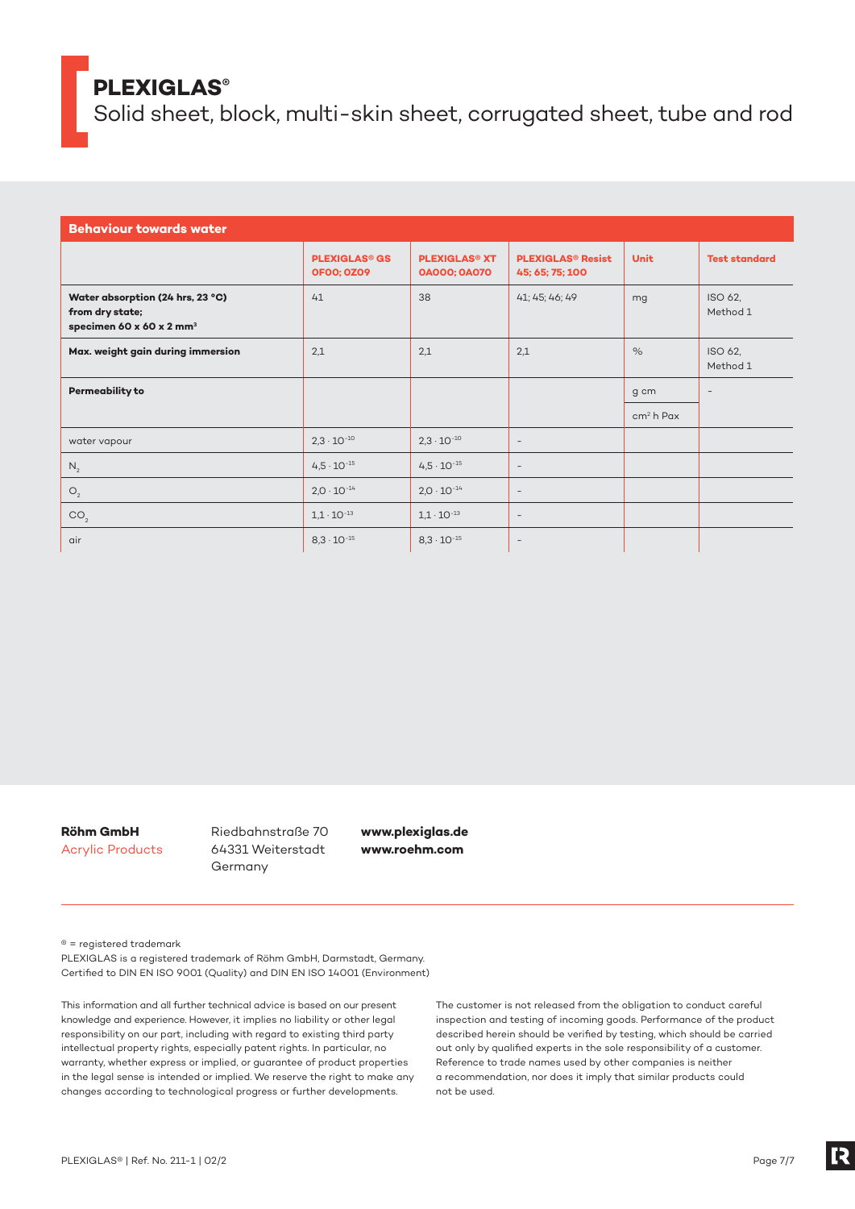**PLEXIGLAS®**

Solid sheet, block, multi-skin sheet, corrugated sheet, tube and rod

## Behaviour towards water

| | PLEXIGLAS® GS 0F00; 0Z09 | PLEXIGLAS® XT 0A000; 0A070 | PLEXIGLAS® Resist 45; 65; 75; 100 | Unit | Test standard |
|---|---|---|---|---|---|
| **Water absorption (24 hrs, 23 °C) from dry state; specimen 60 x 60 x 2 mm³** | 41 | 38 | 41; 45; 46; 49 | mg | ISO 62, Method 1 |
| **Max. weight gain during immersion** | 2,1 | 2,1 | 2,1 | % | ISO 62, Method 1 |
| **Permeability to** | | | | $\frac{\text{g cm}}{\text{cm}^2 \text{ h Pa}x}$ | – |
| water vapour | $2{,}3 \cdot 10^{-10}$ | $2{,}3 \cdot 10^{-10}$ | – | | |
| $N_2$ | $4{,}5 \cdot 10^{-15}$ | $4{,}5 \cdot 10^{-15}$ | – | | |
| $O_2$ | $2{,}0 \cdot 10^{-14}$ | $2{,}0 \cdot 10^{-14}$ | – | | |
| $CO_2$ | $1{,}1 \cdot 10^{-13}$ | $1{,}1 \cdot 10^{-13}$ | – | | |
| air | $8{,}3 \cdot 10^{-15}$ | $8{,}3 \cdot 10^{-15}$ | – | | |

**Röhm GmbH**
Acrylic Products

Riedbahnstraße 70
64331 Weiterstadt
Germany

**www.plexiglas.de**
**www.roehm.com**

® = registered trademark
PLEXIGLAS is a registered trademark of Röhm GmbH, Darmstadt, Germany.
Certified to DIN EN ISO 9001 (Quality) and DIN EN ISO 14001 (Environment)

This information and all further technical advice is based on our present knowledge and experience. However, it implies no liability or other legal responsibility on our part, including with regard to existing third party intellectual property rights, especially patent rights. In particular, no warranty, whether express or implied, or guarantee of product properties in the legal sense is intended or implied. We reserve the right to make any changes according to technological progress or further developments.

The customer is not released from the obligation to conduct careful inspection and testing of incoming goods. Performance of the product described herein should be verified by testing, which should be carried out only by qualified experts in the sole responsibility of a customer. Reference to trade names used by other companies is neither a recommendation, nor does it imply that similar products could not be used.

PLEXIGLAS® | Ref. No. 211-1 | 02/2